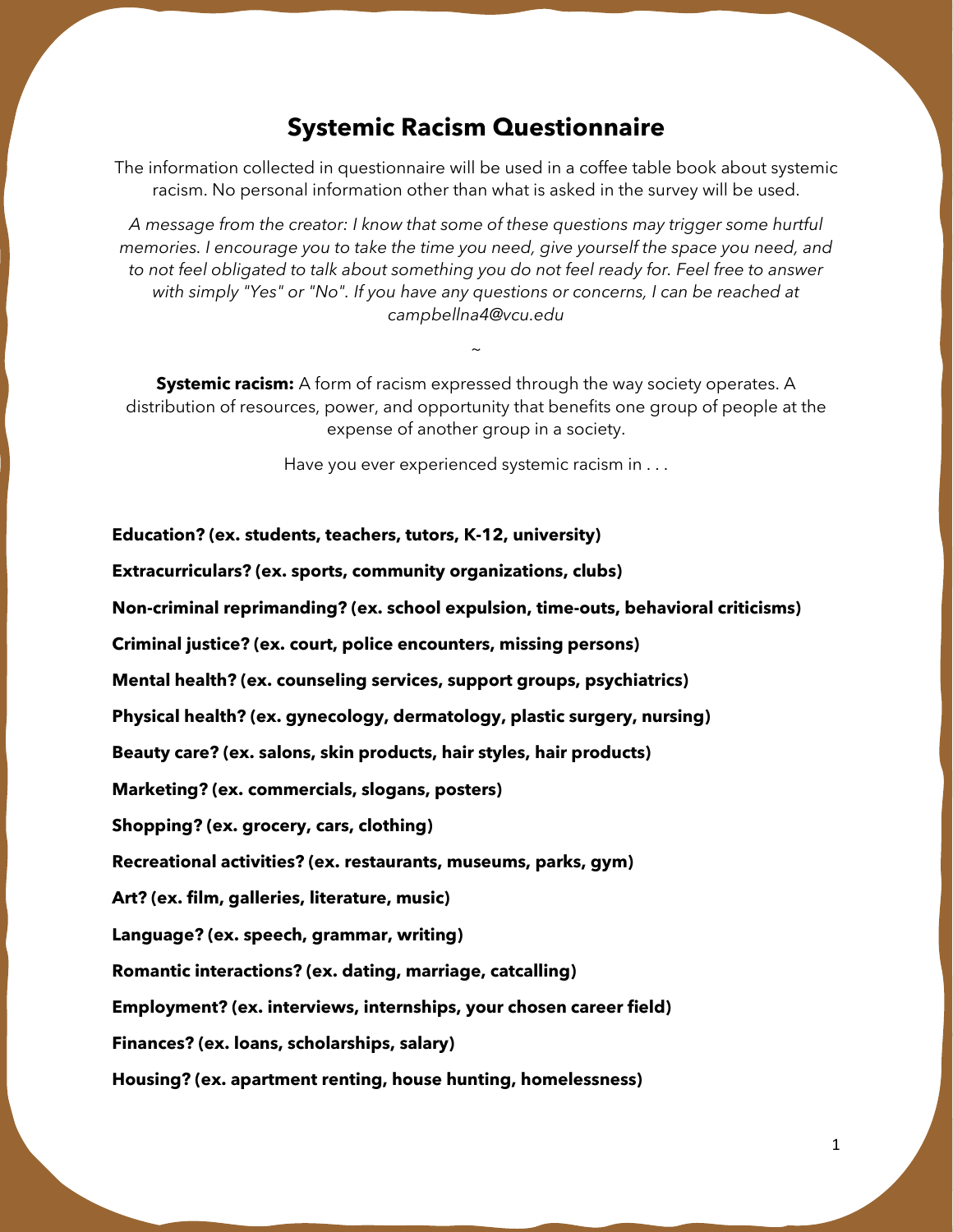# Systemic Racism Questionnaire

The information collected in questionnaire will be used in a coffee table book about systemic racism. No personal information other than what is asked in the survey will be used.

*A message from the creator: I know that some of these questions may trigger some hurtful memories. I encourage you to take the time you need, give yourself the space you need, and to not feel obligated to talk about something you do not feel ready for. Feel free to answer with simply "Yes" or "No". If you have any questions or concerns, I can be reached at campbellna4@vcu.edu*

~

**Systemic racism:** A form of racism expressed through the way society operates. A distribution of resources, power, and opportunity that benefits one group of people at the expense of another group in a society.

Have you ever experienced systemic racism in . . .

**Education? (ex. students, teachers, tutors, K-12, university)**

**Extracurriculars? (ex. sports, community organizations, clubs)**

**Non-criminal reprimanding? (ex. school expulsion, time-outs, behavioral criticisms)**

**Criminal justice? (ex. court, police encounters, missing persons)**

**Mental health? (ex. counseling services, support groups, psychiatrics)**

**Physical health? (ex. gynecology, dermatology, plastic surgery, nursing)**

**Beauty care? (ex. salons, skin products, hair styles, hair products)**

**Marketing? (ex. commercials, slogans, posters)**

**Shopping? (ex. grocery, cars, clothing)**

**Recreational activities? (ex. restaurants, museums, parks, gym)**

**Art? (ex. film, galleries, literature, music)**

**Language? (ex. speech, grammar, writing)**

**Romantic interactions? (ex. dating, marriage, catcalling)**

**Employment? (ex. interviews, internships, your chosen career field)**

**Finances? (ex. loans, scholarships, salary)**

**Housing? (ex. apartment renting, house hunting, homelessness)**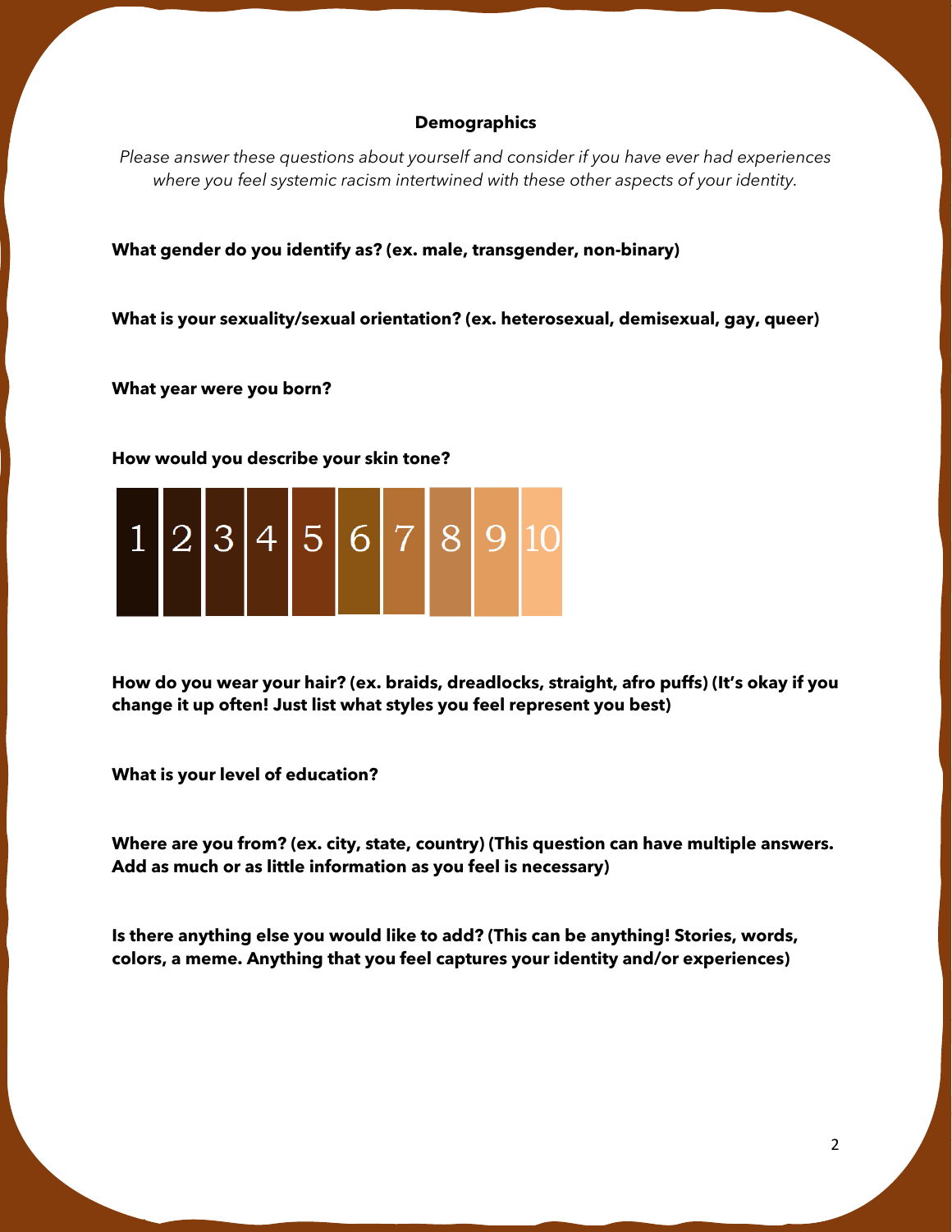**Demographics**

*Please answer these questions about yourself and consider if you have ever had experiences where you feel systemic racism intertwined with these other aspects of your identity.*

**What gender do you identify as? (ex. male, transgender, non-binary)**

**What is your sexuality/sexual orientation? (ex. heterosexual, demisexual, gay, queer)**

**What year were you born?**

**How would you describe your skin tone?**

1 2 3 4 5 6 7 8 9 10

**How do you wear your hair? (ex. braids, dreadlocks, straight, afro puffs) (It's okay if you change it up often! Just list what styles you feel represent you best)**

**What is your level of education?**

**Where are you from? (ex. city, state, country) (This question can have multiple answers. Add as much or as little information as you feel is necessary)**

**Is there anything else you would like to add? (This can be anything! Stories, words, colors, a meme. Anything that you feel captures your identity and/or experiences)**